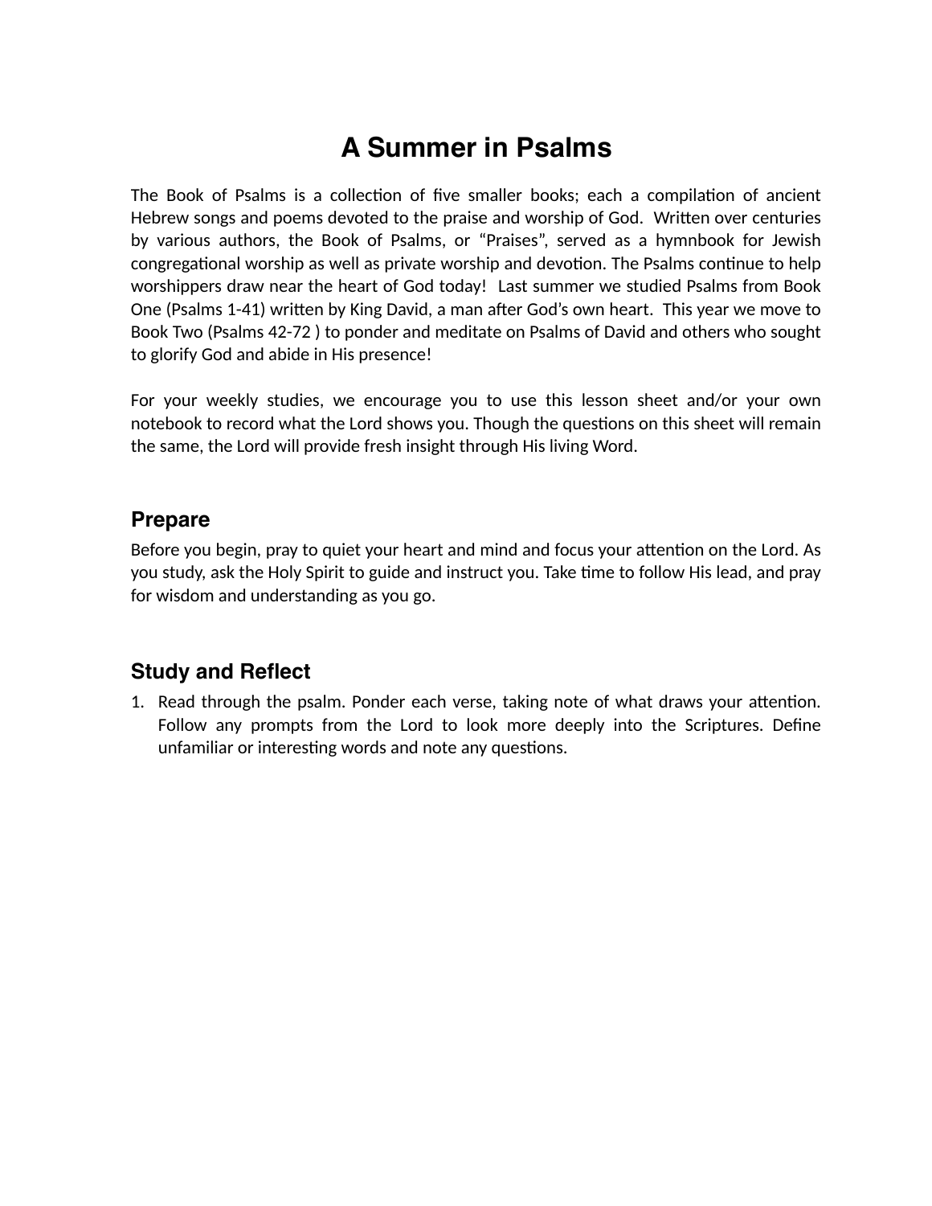# A Summer in Psalms

The Book of Psalms is a collection of five smaller books; each a compilation of ancient Hebrew songs and poems devoted to the praise and worship of God. Written over centuries by various authors, the Book of Psalms, or "Praises", served as a hymnbook for Jewish congregational worship as well as private worship and devotion. The Psalms continue to help worshippers draw near the heart of God today! Last summer we studied Psalms from Book One (Psalms 1-41) written by King David, a man after God's own heart. This year we move to Book Two (Psalms 42-72 ) to ponder and meditate on Psalms of David and others who sought to glorify God and abide in His presence!

For your weekly studies, we encourage you to use this lesson sheet and/or your own notebook to record what the Lord shows you. Though the questions on this sheet will remain the same, the Lord will provide fresh insight through His living Word.

## Prepare

Before you begin, pray to quiet your heart and mind and focus your attention on the Lord. As you study, ask the Holy Spirit to guide and instruct you. Take time to follow His lead, and pray for wisdom and understanding as you go.

## Study and Reflect

1. Read through the psalm. Ponder each verse, taking note of what draws your attention. Follow any prompts from the Lord to look more deeply into the Scriptures. Define unfamiliar or interesting words and note any questions.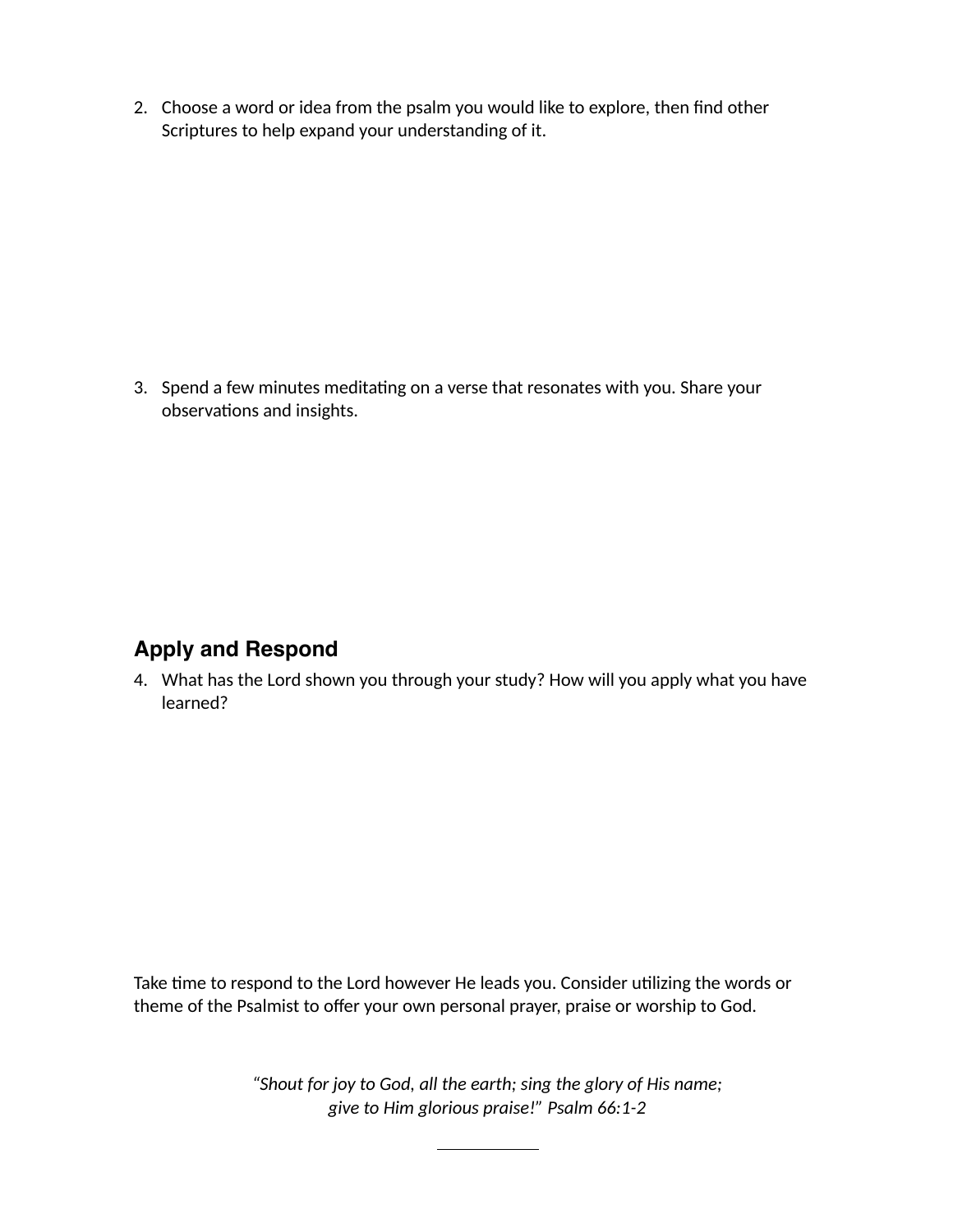2. Choose a word or idea from the psalm you would like to explore, then find other Scriptures to help expand your understanding of it.

3. Spend a few minutes meditating on a verse that resonates with you. Share your observations and insights.

## Apply and Respond

4. What has the Lord shown you through your study? How will you apply what you have learned?

Take time to respond to the Lord however He leads you. Consider utilizing the words or theme of the Psalmist to offer your own personal prayer, praise or worship to God.

*"Shout for joy to God, all the earth; sing the glory of His name; give to Him glorious praise!" Psalm 66:1-2*